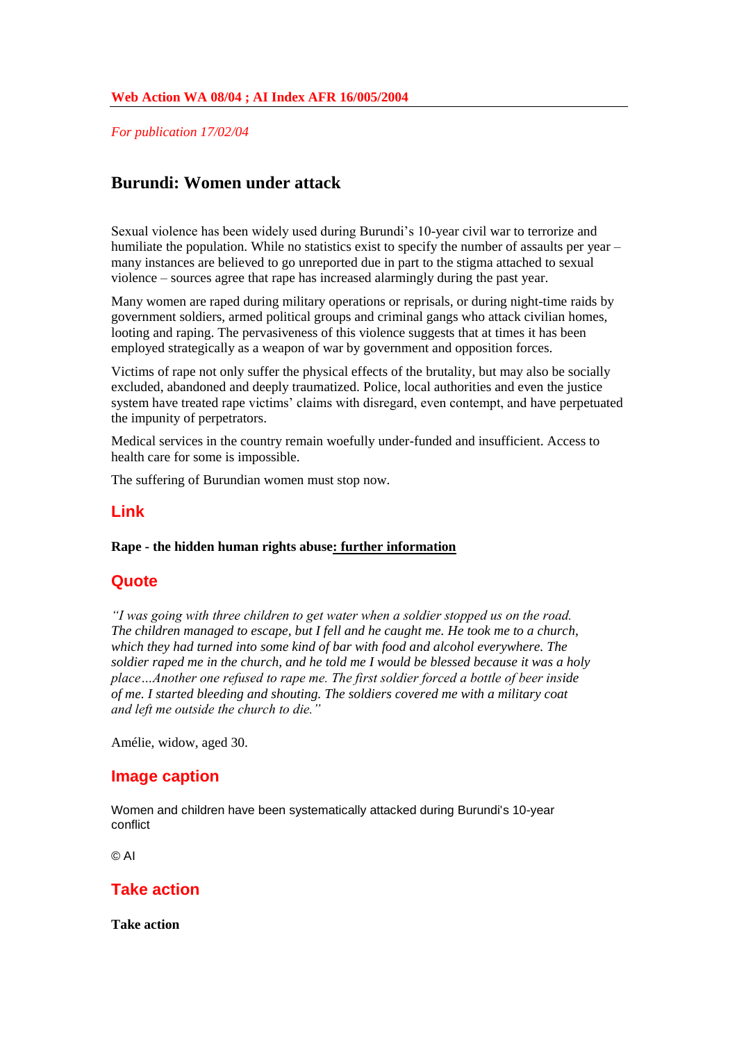**Web Action WA 08/04 ; AI Index AFR 16/005/2004**

*For publication 17/02/04*

# Burundi: Women under attack

Sexual violence has been widely used during Burundi's 10-year civil war to terrorize and humiliate the population. While no statistics exist to specify the number of assaults per year – many instances are believed to go unreported due in part to the stigma attached to sexual violence – sources agree that rape has increased alarmingly during the past year.

Many women are raped during military operations or reprisals, or during night-time raids by government soldiers, armed political groups and criminal gangs who attack civilian homes, looting and raping. The pervasiveness of this violence suggests that at times it has been employed strategically as a weapon of war by government and opposition forces.

Victims of rape not only suffer the physical effects of the brutality, but may also be socially excluded, abandoned and deeply traumatized. Police, local authorities and even the justice system have treated rape victims' claims with disregard, even contempt, and have perpetuated the impunity of perpetrators.

Medical services in the country remain woefully under-funded and insufficient. Access to health care for some is impossible.

The suffering of Burundian women must stop now.

## Link

**Rape - the hidden human rights abuse: further information**

## Quote

*"I was going with three children to get water when a soldier stopped us on the road. The children managed to escape, but I fell and he caught me. He took me to a church, which they had turned into some kind of bar with food and alcohol everywhere. The soldier raped me in the church, and he told me I would be blessed because it was a holy place…Another one refused to rape me. The first soldier forced a bottle of beer inside of me. I started bleeding and shouting. The soldiers covered me with a military coat and left me outside the church to die."*

Amélie, widow, aged 30.

## Image caption

Women and children have been systematically attacked during Burundi's 10-year conflict

© AI

## Take action

**Take action**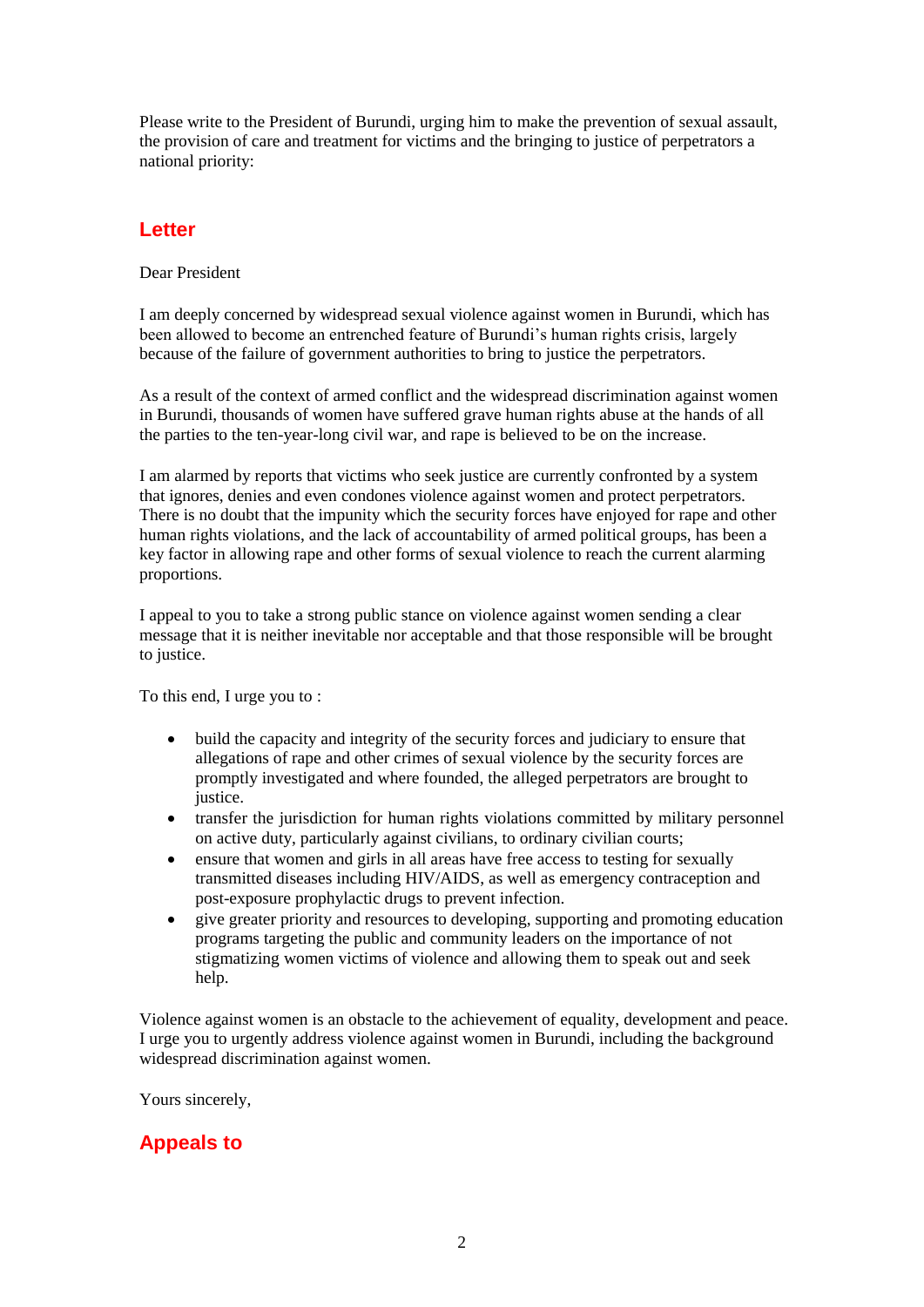Please write to the President of Burundi, urging him to make the prevention of sexual assault, the provision of care and treatment for victims and the bringing to justice of perpetrators a national priority:

## Letter

Dear President

I am deeply concerned by widespread sexual violence against women in Burundi, which has been allowed to become an entrenched feature of Burundi's human rights crisis, largely because of the failure of government authorities to bring to justice the perpetrators.

As a result of the context of armed conflict and the widespread discrimination against women in Burundi, thousands of women have suffered grave human rights abuse at the hands of all the parties to the ten-year-long civil war, and rape is believed to be on the increase.

I am alarmed by reports that victims who seek justice are currently confronted by a system that ignores, denies and even condones violence against women and protect perpetrators. There is no doubt that the impunity which the security forces have enjoyed for rape and other human rights violations, and the lack of accountability of armed political groups, has been a key factor in allowing rape and other forms of sexual violence to reach the current alarming proportions.

I appeal to you to take a strong public stance on violence against women sending a clear message that it is neither inevitable nor acceptable and that those responsible will be brought to justice.

To this end, I urge you to :

- build the capacity and integrity of the security forces and judiciary to ensure that allegations of rape and other crimes of sexual violence by the security forces are promptly investigated and where founded, the alleged perpetrators are brought to justice.
- transfer the jurisdiction for human rights violations committed by military personnel on active duty, particularly against civilians, to ordinary civilian courts;
- ensure that women and girls in all areas have free access to testing for sexually transmitted diseases including HIV/AIDS, as well as emergency contraception and post-exposure prophylactic drugs to prevent infection.
- give greater priority and resources to developing, supporting and promoting education programs targeting the public and community leaders on the importance of not stigmatizing women victims of violence and allowing them to speak out and seek help.

Violence against women is an obstacle to the achievement of equality, development and peace. I urge you to urgently address violence against women in Burundi, including the background widespread discrimination against women.

Yours sincerely,

## Appeals to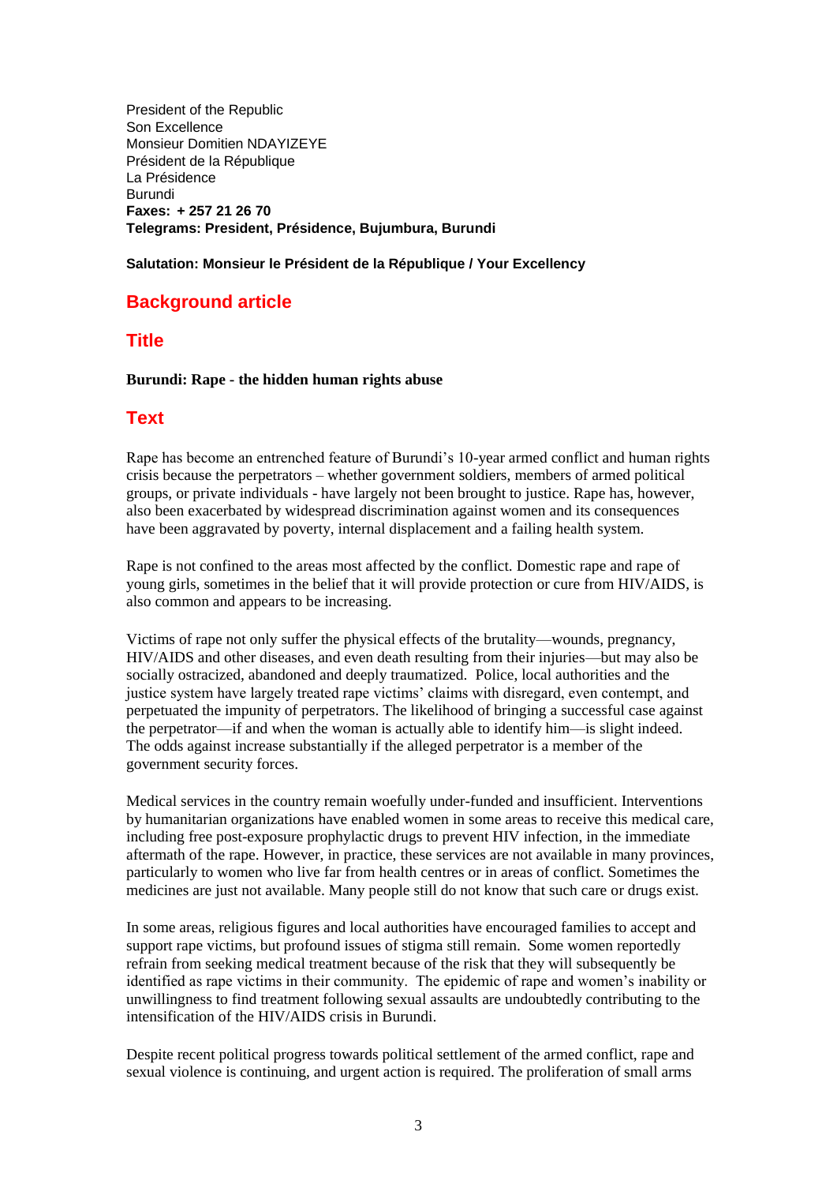President of the Republic
Son Excellence
Monsieur Domitien NDAYIZEYE
Président de la République
La Présidence
Burundi
**Faxes: + 257 21 26 70**
**Telegrams: President, Présidence, Bujumbura, Burundi**

**Salutation: Monsieur le Président de la République / Your Excellency**

## Background article

## Title

**Burundi: Rape - the hidden human rights abuse**

## Text

Rape has become an entrenched feature of Burundi's 10-year armed conflict and human rights crisis because the perpetrators – whether government soldiers, members of armed political groups, or private individuals - have largely not been brought to justice. Rape has, however, also been exacerbated by widespread discrimination against women and its consequences have been aggravated by poverty, internal displacement and a failing health system.

Rape is not confined to the areas most affected by the conflict. Domestic rape and rape of young girls, sometimes in the belief that it will provide protection or cure from HIV/AIDS, is also common and appears to be increasing.

Victims of rape not only suffer the physical effects of the brutality—wounds, pregnancy, HIV/AIDS and other diseases, and even death resulting from their injuries—but may also be socially ostracized, abandoned and deeply traumatized. Police, local authorities and the justice system have largely treated rape victims' claims with disregard, even contempt, and perpetuated the impunity of perpetrators. The likelihood of bringing a successful case against the perpetrator—if and when the woman is actually able to identify him—is slight indeed. The odds against increase substantially if the alleged perpetrator is a member of the government security forces.

Medical services in the country remain woefully under-funded and insufficient. Interventions by humanitarian organizations have enabled women in some areas to receive this medical care, including free post-exposure prophylactic drugs to prevent HIV infection, in the immediate aftermath of the rape. However, in practice, these services are not available in many provinces, particularly to women who live far from health centres or in areas of conflict. Sometimes the medicines are just not available. Many people still do not know that such care or drugs exist.

In some areas, religious figures and local authorities have encouraged families to accept and support rape victims, but profound issues of stigma still remain. Some women reportedly refrain from seeking medical treatment because of the risk that they will subsequently be identified as rape victims in their community. The epidemic of rape and women's inability or unwillingness to find treatment following sexual assaults are undoubtedly contributing to the intensification of the HIV/AIDS crisis in Burundi.

Despite recent political progress towards political settlement of the armed conflict, rape and sexual violence is continuing, and urgent action is required. The proliferation of small arms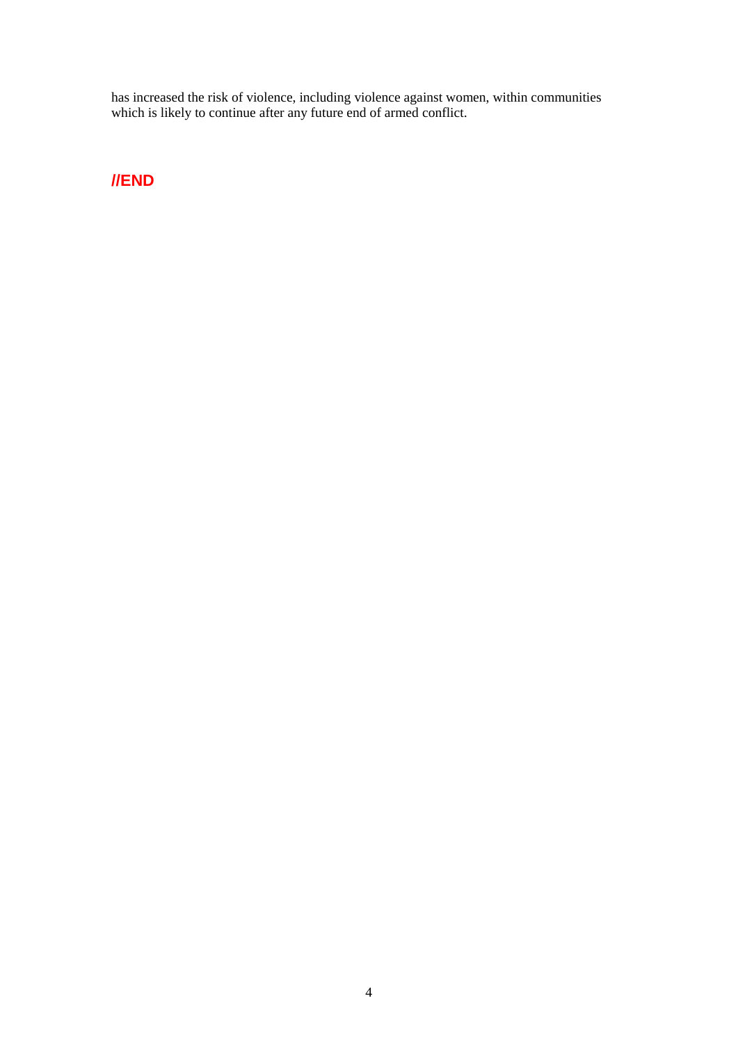has increased the risk of violence, including violence against women, within communities which is likely to continue after any future end of armed conflict.

**//END**